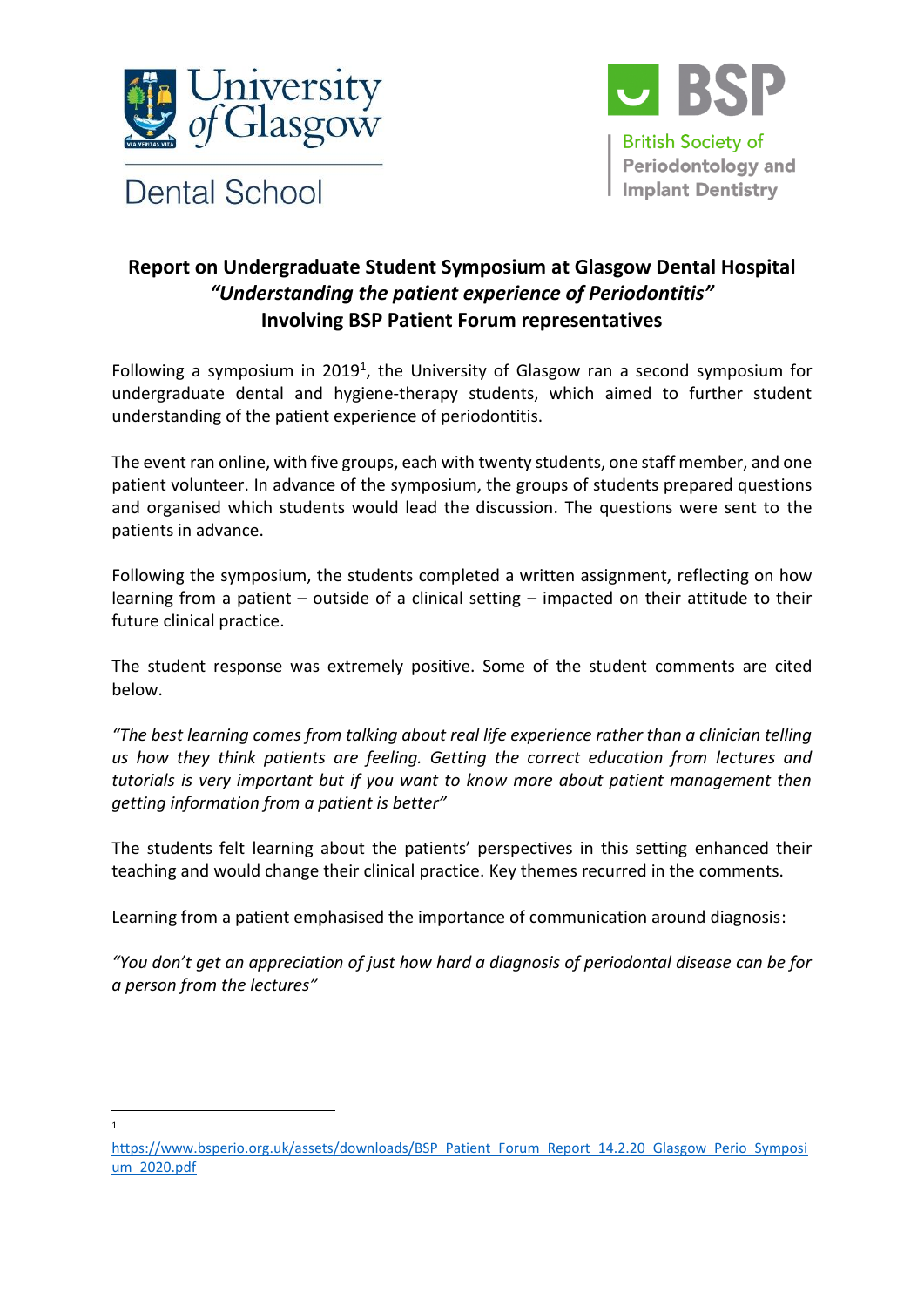University of Glasgow

Dental School

BSP

British Society of Periodontology and Implant Dentistry

# Report on Undergraduate Student Symposium at Glasgow Dental Hospital *"Understanding the patient experience of Periodontitis"* Involving BSP Patient Forum representatives

Following a symposium in 2019[1], the University of Glasgow ran a second symposium for undergraduate dental and hygiene-therapy students, which aimed to further student understanding of the patient experience of periodontitis.

The event ran online, with five groups, each with twenty students, one staff member, and one patient volunteer. In advance of the symposium, the groups of students prepared questions and organised which students would lead the discussion. The questions were sent to the patients in advance.

Following the symposium, the students completed a written assignment, reflecting on how learning from a patient – outside of a clinical setting – impacted on their attitude to their future clinical practice.

The student response was extremely positive. Some of the student comments are cited below.

*"The best learning comes from talking about real life experience rather than a clinician telling us how they think patients are feeling. Getting the correct education from lectures and tutorials is very important but if you want to know more about patient management then getting information from a patient is better"*

The students felt learning about the patients' perspectives in this setting enhanced their teaching and would change their clinical practice. Key themes recurred in the comments.

Learning from a patient emphasised the importance of communication around diagnosis:

*"You don't get an appreciation of just how hard a diagnosis of periodontal disease can be for a person from the lectures"*

---

[1] https://www.bsperio.org.uk/assets/downloads/BSP_Patient_Forum_Report_14.2.20_Glasgow_Perio_Symposium_2020.pdf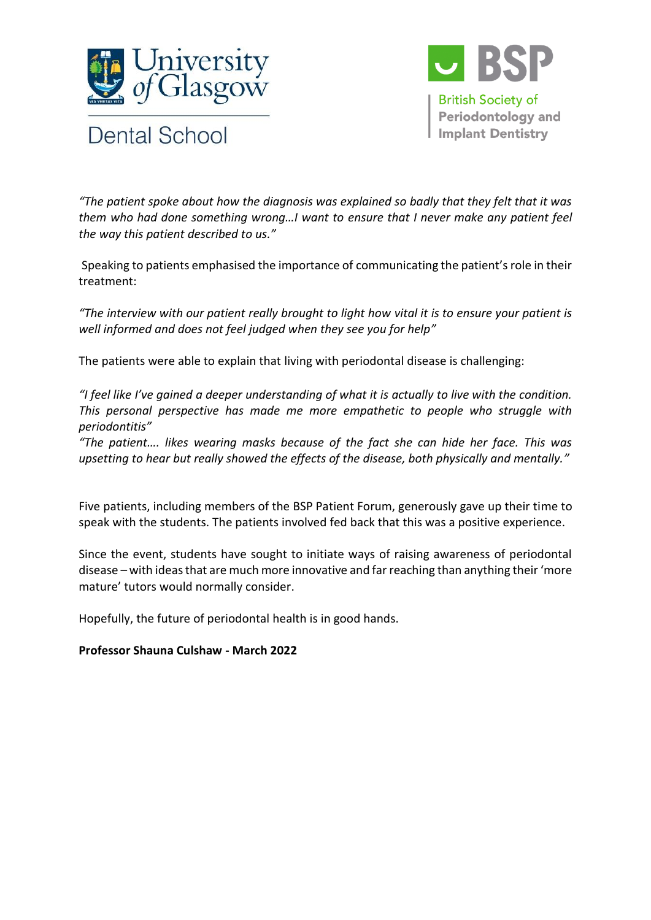*"The patient spoke about how the diagnosis was explained so badly that they felt that it was them who had done something wrong…I want to ensure that I never make any patient feel the way this patient described to us."*

Speaking to patients emphasised the importance of communicating the patient's role in their treatment:

*"The interview with our patient really brought to light how vital it is to ensure your patient is well informed and does not feel judged when they see you for help"*

The patients were able to explain that living with periodontal disease is challenging:

*"I feel like I've gained a deeper understanding of what it is actually to live with the condition. This personal perspective has made me more empathetic to people who struggle with periodontitis"*
*"The patient…. likes wearing masks because of the fact she can hide her face. This was upsetting to hear but really showed the effects of the disease, both physically and mentally."*

Five patients, including members of the BSP Patient Forum, generously gave up their time to speak with the students. The patients involved fed back that this was a positive experience.

Since the event, students have sought to initiate ways of raising awareness of periodontal disease – with ideas that are much more innovative and far reaching than anything their 'more mature' tutors would normally consider.

Hopefully, the future of periodontal health is in good hands.

**Professor Shauna Culshaw - March 2022**